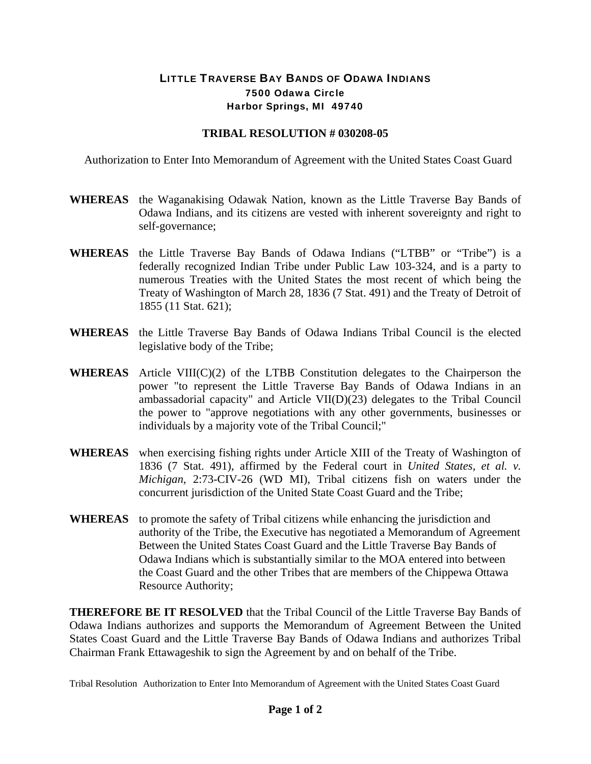# LITTLE TRAVERSE BAY BANDS OF ODAWA INDIANS

**7500 Odawa Circle**
**Harbor Springs, MI 49740**

## TRIBAL RESOLUTION # 030208-05

Authorization to Enter Into Memorandum of Agreement with the United States Coast Guard

**WHEREAS** the Waganakising Odawak Nation, known as the Little Traverse Bay Bands of Odawa Indians, and its citizens are vested with inherent sovereignty and right to self-governance;

**WHEREAS** the Little Traverse Bay Bands of Odawa Indians ("LTBB" or "Tribe") is a federally recognized Indian Tribe under Public Law 103-324, and is a party to numerous Treaties with the United States the most recent of which being the Treaty of Washington of March 28, 1836 (7 Stat. 491) and the Treaty of Detroit of 1855 (11 Stat. 621);

**WHEREAS** the Little Traverse Bay Bands of Odawa Indians Tribal Council is the elected legislative body of the Tribe;

**WHEREAS** Article VIII(C)(2) of the LTBB Constitution delegates to the Chairperson the power "to represent the Little Traverse Bay Bands of Odawa Indians in an ambassadorial capacity" and Article VII(D)(23) delegates to the Tribal Council the power to "approve negotiations with any other governments, businesses or individuals by a majority vote of the Tribal Council;"

**WHEREAS** when exercising fishing rights under Article XIII of the Treaty of Washington of 1836 (7 Stat. 491), affirmed by the Federal court in *United States, et al. v. Michigan,* 2:73-CIV-26 (WD MI), Tribal citizens fish on waters under the concurrent jurisdiction of the United State Coast Guard and the Tribe;

**WHEREAS** to promote the safety of Tribal citizens while enhancing the jurisdiction and authority of the Tribe, the Executive has negotiated a Memorandum of Agreement Between the United States Coast Guard and the Little Traverse Bay Bands of Odawa Indians which is substantially similar to the MOA entered into between the Coast Guard and the other Tribes that are members of the Chippewa Ottawa Resource Authority;

**THEREFORE BE IT RESOLVED** that the Tribal Council of the Little Traverse Bay Bands of Odawa Indians authorizes and supports the Memorandum of Agreement Between the United States Coast Guard and the Little Traverse Bay Bands of Odawa Indians and authorizes Tribal Chairman Frank Ettawageshik to sign the Agreement by and on behalf of the Tribe.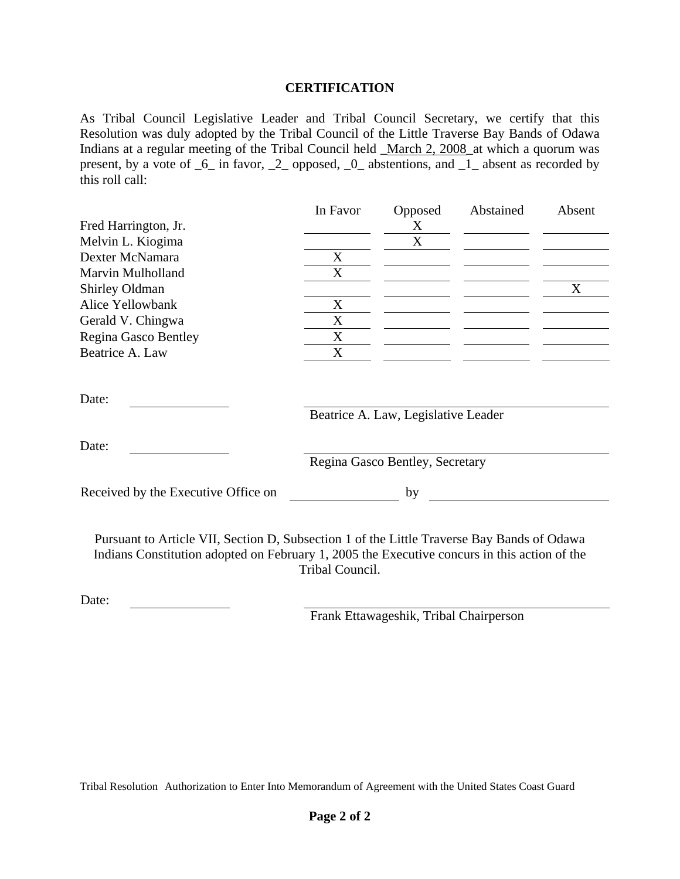**CERTIFICATION**

As Tribal Council Legislative Leader and Tribal Council Secretary, we certify that this Resolution was duly adopted by the Tribal Council of the Little Traverse Bay Bands of Odawa Indians at a regular meeting of the Tribal Council held _March 2, 2008_ at which a quorum was present, by a vote of _6_ in favor, _2_ opposed, _0_ abstentions, and _1_ absent as recorded by this roll call:

| | In Favor | Opposed | Abstained | Absent |
|---|---|---|---|---|
| Fred Harrington, Jr. | | X | | |
| Melvin L. Kiogima | | X | | |
| Dexter McNamara | X | | | |
| Marvin Mulholland | X | | | |
| Shirley Oldman | | | | X |
| Alice Yellowbank | X | | | |
| Gerald V. Chingwa | X | | | |
| Regina Gasco Bentley | X | | | |
| Beatrice A. Law | X | | | |

Date: ______________ ________________________________
Beatrice A. Law, Legislative Leader

Date: ______________ ________________________________
Regina Gasco Bentley, Secretary

Received by the Executive Office on ______________ by ________________________

Pursuant to Article VII, Section D, Subsection 1 of the Little Traverse Bay Bands of Odawa Indians Constitution adopted on February 1, 2005 the Executive concurs in this action of the Tribal Council.

Date: ______________ ________________________________
Frank Ettawageshik, Tribal Chairperson

Tribal Resolution Authorization to Enter Into Memorandum of Agreement with the United States Coast Guard